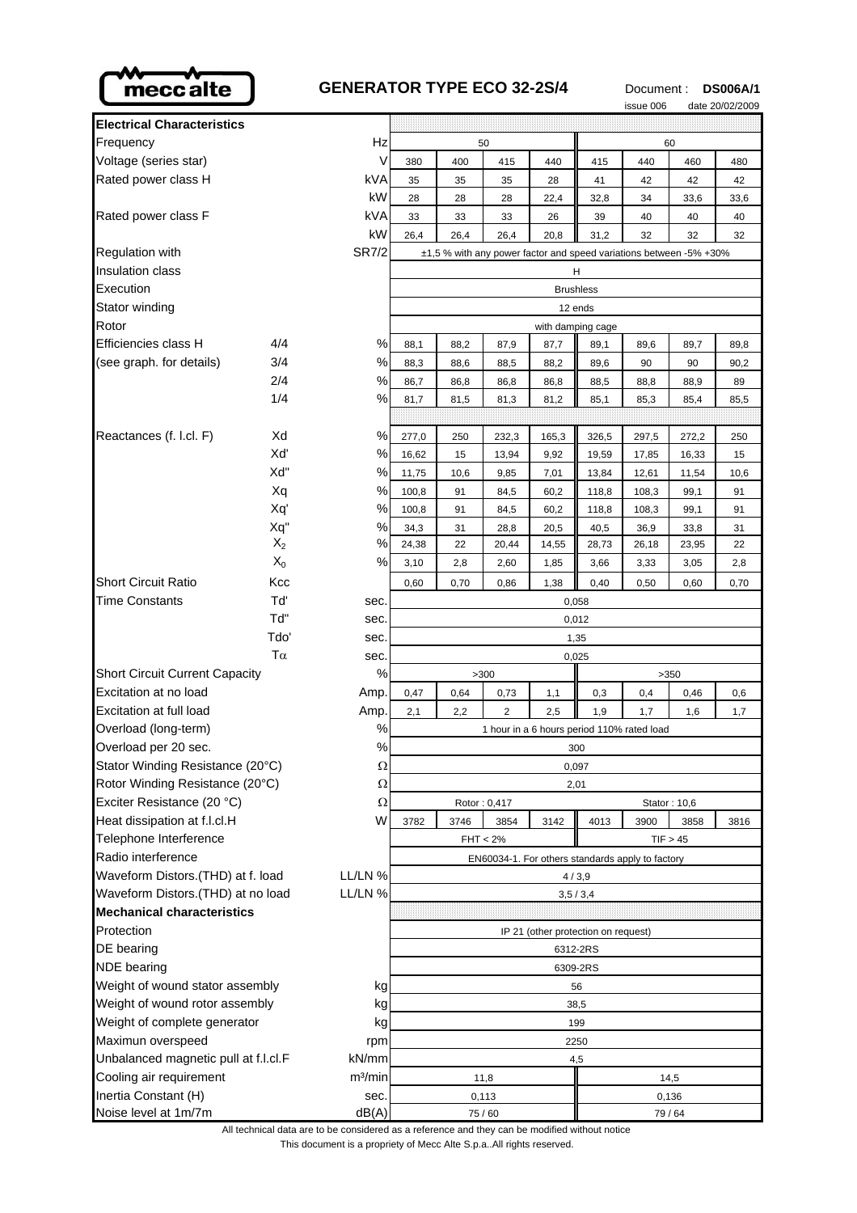# GENERATOR TYPE ECO 32-2S/4

Document : **DS006A/1**

issue 006 date 20/02/2009

| **Electrical Characteristics** | | | | | | | | | | |
|---|---|---|---|---|---|---|---|---|---|---|
| Frequency | | Hz | 50 | | | | 60 | | | |
| Voltage (series star) | | V | 380 | 400 | 415 | 440 | 415 | 440 | 460 | 480 |
| Rated power class H | | kVA | 35 | 35 | 35 | 28 | 41 | 42 | 42 | 42 |
| | | kW | 28 | 28 | 28 | 22,4 | 32,8 | 34 | 33,6 | 33,6 |
| Rated power class F | | kVA | 33 | 33 | 33 | 26 | 39 | 40 | 40 | 40 |
| | | kW | 26,4 | 26,4 | 26,4 | 20,8 | 31,2 | 32 | 32 | 32 |
| Regulation with | | SR7/2 | ±1,5 % with any power factor and speed variations between -5% +30% | | | | | | | |
| Insulation class | | | H | | | | | | | |
| Execution | | | Brushless | | | | | | | |
| Stator winding | | | 12 ends | | | | | | | |
| Rotor | | | with damping cage | | | | | | | |
| Efficiencies class H | 4/4 | % | 88,1 | 88,2 | 87,9 | 87,7 | 89,1 | 89,6 | 89,7 | 89,8 |
| (see graph. for details) | 3/4 | % | 88,3 | 88,6 | 88,5 | 88,2 | 89,6 | 90 | 90 | 90,2 |
| | 2/4 | % | 86,7 | 86,8 | 86,8 | 86,8 | 88,5 | 88,8 | 88,9 | 89 |
| | 1/4 | % | 81,7 | 81,5 | 81,3 | 81,2 | 85,1 | 85,3 | 85,4 | 85,5 |
| Reactances (f. l.cl. F) | Xd | % | 277,0 | 250 | 232,3 | 165,3 | 326,5 | 297,5 | 272,2 | 250 |
| | Xd' | % | 16,62 | 15 | 13,94 | 9,92 | 19,59 | 17,85 | 16,33 | 15 |
| | Xd" | % | 11,75 | 10,6 | 9,85 | 7,01 | 13,84 | 12,61 | 11,54 | 10,6 |
| | Xq | % | 100,8 | 91 | 84,5 | 60,2 | 118,8 | 108,3 | 99,1 | 91 |
| | Xq' | % | 100,8 | 91 | 84,5 | 60,2 | 118,8 | 108,3 | 99,1 | 91 |
| | Xq" | % | 34,3 | 31 | 28,8 | 20,5 | 40,5 | 36,9 | 33,8 | 31 |
| | $X_2$ | % | 24,38 | 22 | 20,44 | 14,55 | 28,73 | 26,18 | 23,95 | 22 |
| | $X_0$ | % | 3,10 | 2,8 | 2,60 | 1,85 | 3,66 | 3,33 | 3,05 | 2,8 |
| Short Circuit Ratio | Kcc | | 0,60 | 0,70 | 0,86 | 1,38 | 0,40 | 0,50 | 0,60 | 0,70 |
| Time Constants | Td' | sec. | 0,058 | | | | | | | |
| | Td" | sec. | 0,012 | | | | | | | |
| | Tdo' | sec. | 1,35 | | | | | | | |
| | Tα | sec. | 0,025 | | | | | | | |
| Short Circuit Current Capacity | | % | >300 | | | | >350 | | | |
| Excitation at no load | | Amp. | 0,47 | 0,64 | 0,73 | 1,1 | 0,3 | 0,4 | 0,46 | 0,6 |
| Excitation at full load | | Amp. | 2,1 | 2,2 | 2 | 2,5 | 1,9 | 1,7 | 1,6 | 1,7 |
| Overload (long-term) | | % | 1 hour in a 6 hours period 110% rated load | | | | | | | |
| Overload per 20 sec. | | % | 300 | | | | | | | |
| Stator Winding Resistance (20°C) | | Ω | 0,097 | | | | | | | |
| Rotor Winding Resistance (20°C) | | Ω | 2,01 | | | | | | | |
| Exciter Resistance (20 °C) | | Ω | Rotor : 0,417 | | | | Stator : 10,6 | | | |
| Heat dissipation at f.l.cl.H | | W | 3782 | 3746 | 3854 | 3142 | 4013 | 3900 | 3858 | 3816 |
| Telephone Interference | | | FHT < 2% | | | | TIF > 45 | | | |
| Radio interference | | | EN60034-1. For others standards apply to factory | | | | | | | |
| Waveform Distors.(THD) at f. load | | LL/LN % | 4 / 3,9 | | | | | | | |
| Waveform Distors.(THD) at no load | | LL/LN % | 3,5 / 3,4 | | | | | | | |
| **Mechanical characteristics** | | | | | | | | | | |
| Protection | | | IP 21 (other protection on request) | | | | | | | |
| DE bearing | | | 6312-2RS | | | | | | | |
| NDE bearing | | | 6309-2RS | | | | | | | |
| Weight of wound stator assembly | | kg | 56 | | | | | | | |
| Weight of wound rotor assembly | | kg | 38,5 | | | | | | | |
| Weight of complete generator | | kg | 199 | | | | | | | |
| Maximun overspeed | | rpm | 2250 | | | | | | | |
| Unbalanced magnetic pull at f.l.cl.F | | kN/mm | 4,5 | | | | | | | |
| Cooling air requirement | | m³/min | 11,8 | | | | 14,5 | | | |
| Inertia Constant (H) | | sec. | 0,113 | | | | 0,136 | | | |
| Noise level at 1m/7m | | dB(A) | 75 / 60 | | | | 79 / 64 | | | |

All technical data are to be considered as a reference and they can be modified without notice

This document is a propriety of Mecc Alte S.p.a..All rights reserved.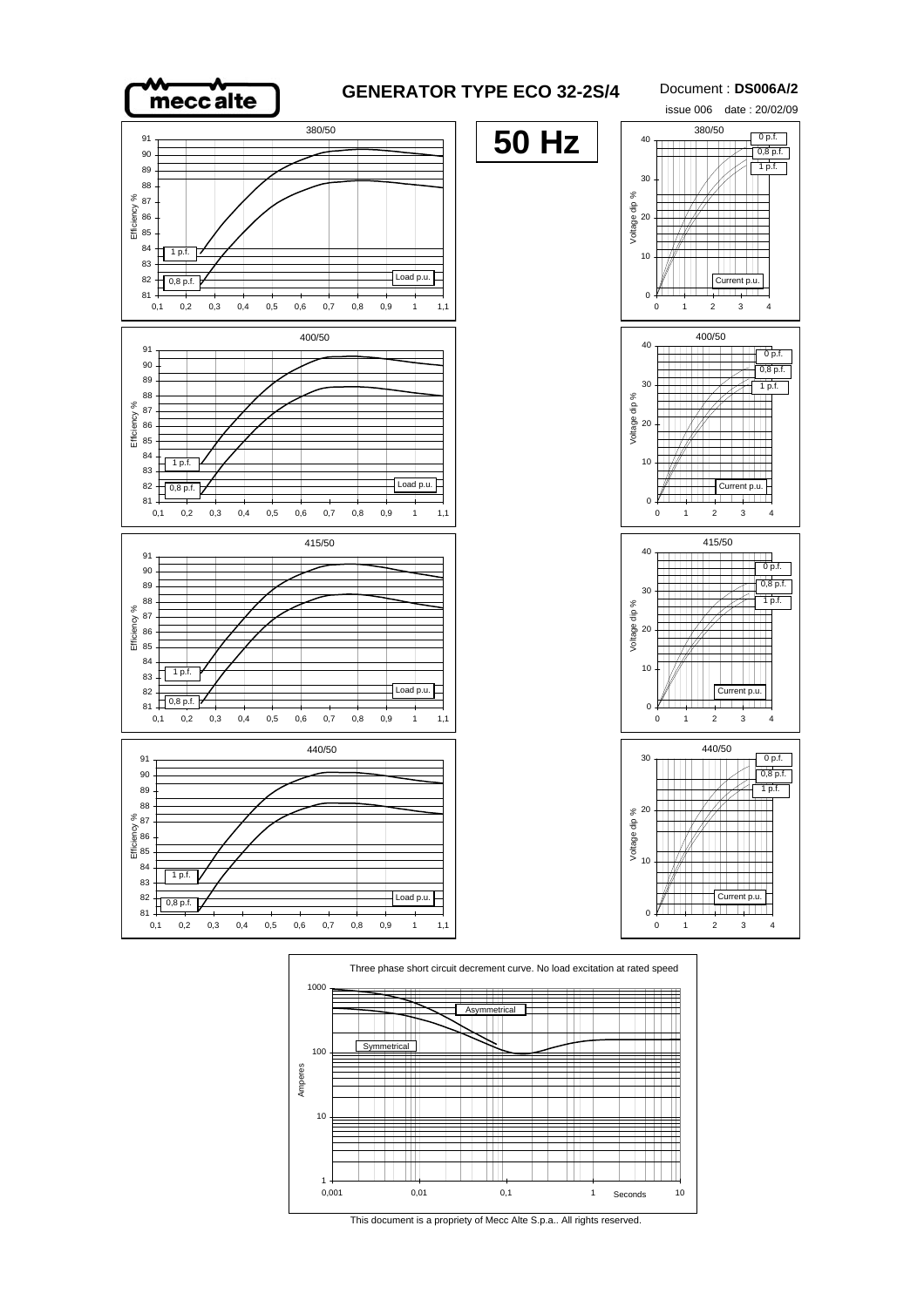# GENERATOR TYPE ECO 32-2S/4

Document : **DS006A/2**

issue 006 date : 20/02/09

## 50 Hz

380/50

Efficiency % (81–91) vs Load p.u. (0,1–1,1) — curves: 1 p.f., 0,8 p.f.

Voltage dip % (0–40) vs Current p.u. (0–4) — curves: 0 p.f., 0,8 p.f., 1 p.f.

400/50

Efficiency % (81–91) vs Load p.u. (0,1–1,1) — curves: 1 p.f., 0,8 p.f.

Voltage dip % (0–40) vs Current p.u. (0–4) — curves: 0 p.f., 0,8 p.f., 1 p.f.

415/50

Efficiency % (81–91) vs Load p.u. (0,1–1,1) — curves: 1 p.f., 0,8 p.f.

Voltage dip % (0–40) vs Current p.u. (0–4) — curves: 0 p.f., 0,8 p.f., 1 p.f.

440/50

Efficiency % (81–91) vs Load p.u. (0,1–1,1) — curves: 1 p.f., 0,8 p.f.

Voltage dip % (0–30) vs Current p.u. (0–4) — curves: 0 p.f., 0,8 p.f., 1 p.f.

Three phase short circuit decrement curve. No load excitation at rated speed

Amperes (1–1000) vs Seconds (0,001–10) — curves: Asymmetrical, Symmetrical

This document is a propriety of Mecc Alte S.p.a.. All rights reserved.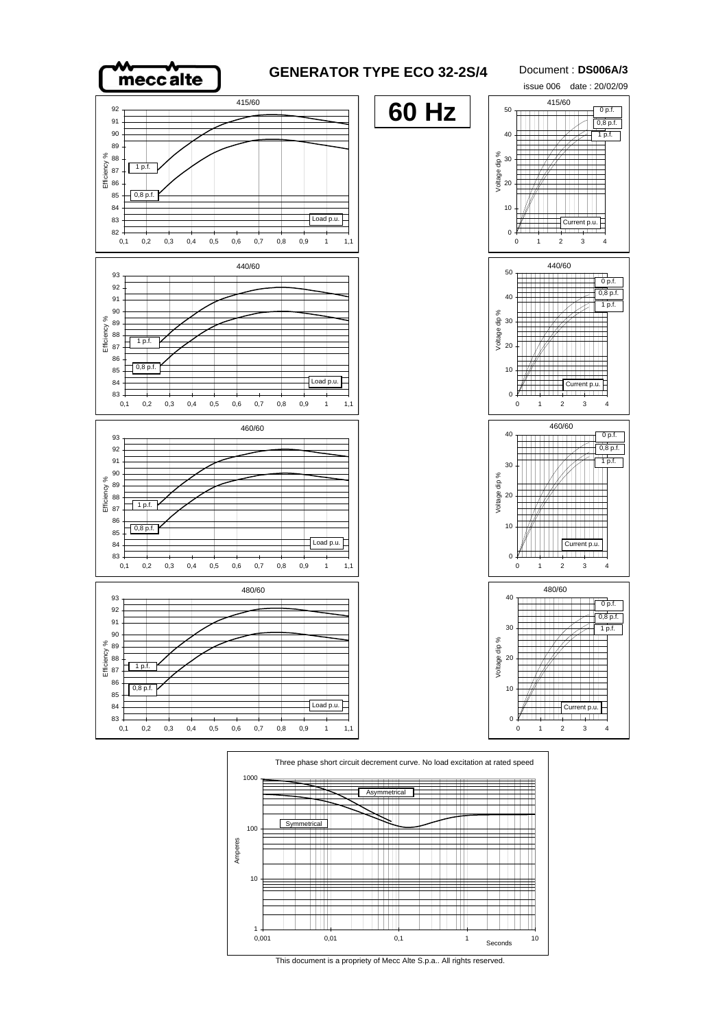# GENERATOR TYPE ECO 32-2S/4

Document : **DS006A/3**

issue 006 date : 20/02/09

## 60 Hz

415/60

Efficiency %: 82, 83, 84, 85, 86, 87, 88, 89, 90, 91, 92

1 p.f.

0,8 p.f.

Load p.u.: 0,1 0,2 0,3 0,4 0,5 0,6 0,7 0,8 0,9 1 1,1

415/60

Voltage dip %: 0, 10, 20, 30, 40, 50

0 p.f.

0,8 p.f.

1 p.f.

Current p.u.: 0 1 2 3 4

440/60

Efficiency %: 83, 84, 85, 86, 87, 88, 89, 90, 91, 92, 93

1 p.f.

0,8 p.f.

Load p.u.: 0,1 0,2 0,3 0,4 0,5 0,6 0,7 0,8 0,9 1 1,1

440/60

Voltage dip %: 0, 10, 20, 30, 40, 50

0 p.f.

0,8 p.f.

1 p.f.

Current p.u.: 0 1 2 3 4

460/60

Efficiency %: 83, 84, 85, 86, 87, 88, 89, 90, 91, 92, 93

1 p.f.

0,8 p.f.

Load p.u.: 0,1 0,2 0,3 0,4 0,5 0,6 0,7 0,8 0,9 1 1,1

460/60

Voltage dip %: 0, 10, 20, 30, 40

0 p.f.

0,8 p.f.

1 p.f.

Current p.u.: 0 1 2 3 4

480/60

Efficiency %: 83, 84, 85, 86, 87, 88, 89, 90, 91, 92, 93

1 p.f.

0,8 p.f.

Load p.u.: 0,1 0,2 0,3 0,4 0,5 0,6 0,7 0,8 0,9 1 1,1

480/60

Voltage dip %: 0, 10, 20, 30, 40

0 p.f.

0,8 p.f.

1 p.f.

Current p.u.: 0 1 2 3 4

Three phase short circuit decrement curve. No load excitation at rated speed

Amperes: 1, 10, 100, 1000

Asymmetrical

Symmetrical

Seconds: 0,001 0,01 0,1 1 10

This document is a propriety of Mecc Alte S.p.a.. All rights reserved.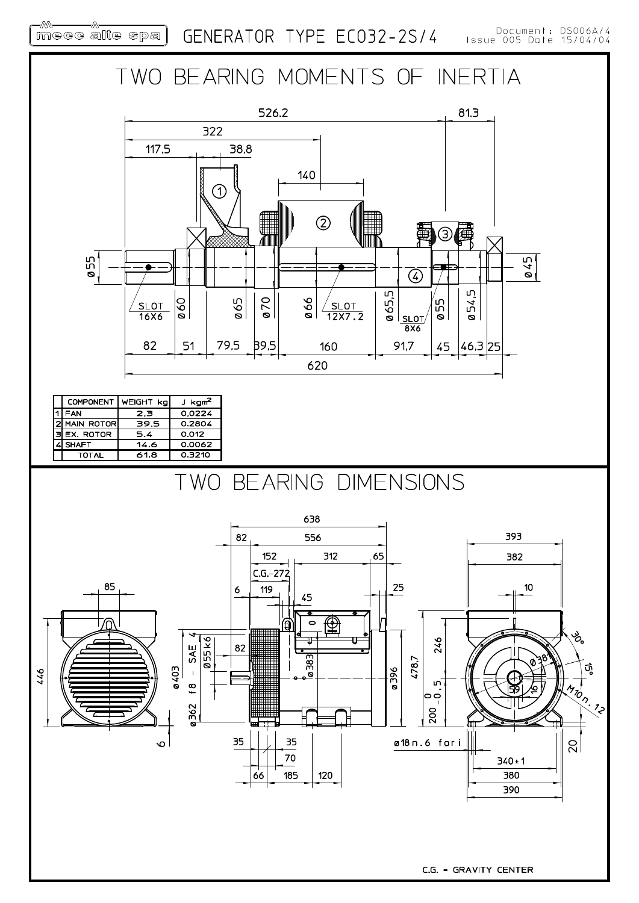mecc alte spa — GENERATOR TYPE ECO32-2S/4 — Document: DS006A/4 Issue 005 Date 15/04/04

# TWO BEARING MOMENTS OF INERTIA

| | COMPONENT | WEIGHT kg | J kgm² |
|---|---|---|---|
| 1 | FAN | 2.3 | 0.0224 |
| 2 | MAIN ROTOR | 39.5 | 0.2804 |
| 3 | EX. ROTOR | 5.4 | 0.012 |
| 4 | SHAFT | 14.6 | 0.0062 |
| | TOTAL | 61.8 | 0.3210 |

# TWO BEARING DIMENSIONS

C.G. = GRAVITY CENTER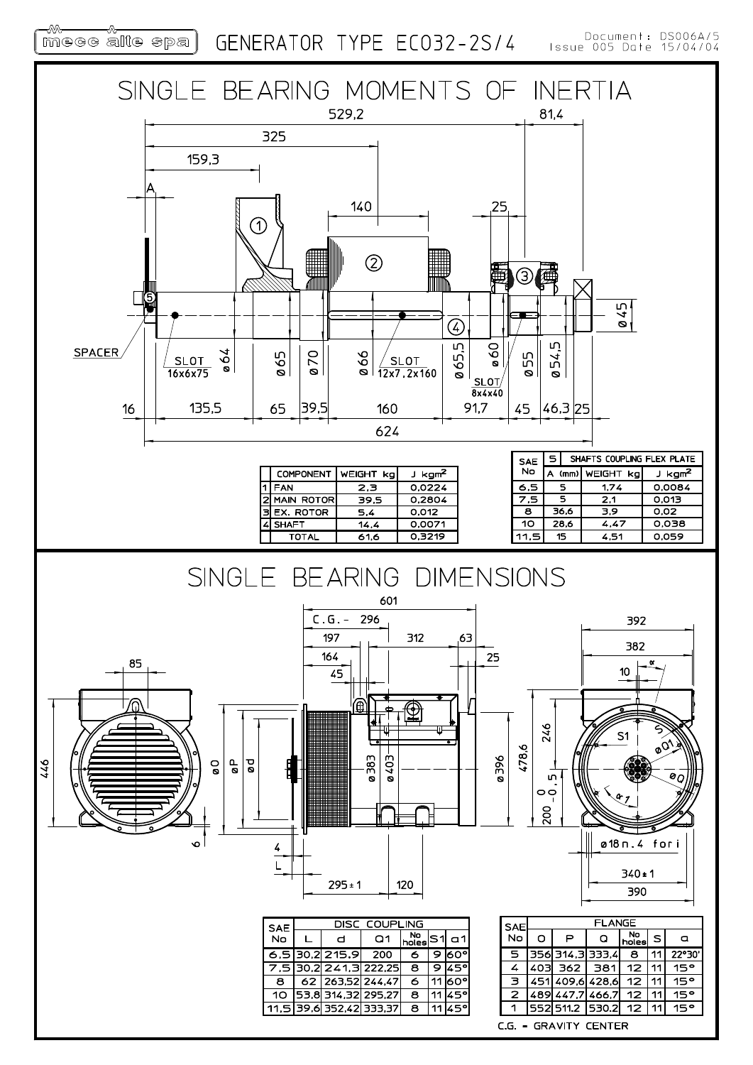# GENERATOR TYPE ECO32-2S/4

Document: DS006A/5
Issue 005 Date 15/04/04

## SINGLE BEARING MOMENTS OF INERTIA

529,2
81,4
325
159,3
A
140
25
SPACER
SLOT 16x6x75
ø64
ø65
ø70
ø66
SLOT 12x7,2x160
ø65,5
ø60
SLOT 8x4x40
ø55
ø54,5
ø45
16
135,5
65
39,5
160
91,7
45
46,3
25
624

| | COMPONENT | WEIGHT kg | J kgm² |
|---|---|---|---|
| 1 | FAN | 2,3 | 0,0224 |
| 2 | MAIN ROTOR | 39,5 | 0,2804 |
| 3 | EX. ROTOR | 5,4 | 0,012 |
| 4 | SHAFT | 14,4 | 0,0071 |
| | TOTAL | 61,6 | 0,3219 |

| SAE No | 5 SHAFTS COUPLING FLEX PLATE | | |
|---|---|---|---|
| | A (mm) | WEIGHT kg | J kgm² |
| 6,5 | 5 | 1,74 | 0,0084 |
| 7,5 | 5 | 2,1 | 0,013 |
| 8 | 36,6 | 3,9 | 0,02 |
| 10 | 28,6 | 4,47 | 0,038 |
| 11,5 | 15 | 4,51 | 0,059 |

## SINGLE BEARING DIMENSIONS

601
C.G. - 296
197
312
63
164
25
45
85
446
6
øO
øP
ød
ø383
ø403
ø396
4
L
295±1
120
392
382
10
α
246
478,6
200 0/-0,5
S1
S
øQ1
øQ
α1
ø18 n.4 fori
340±1
390

| SAE No | DISC COUPLING | | | | | |
|---|---|---|---|---|---|---|
| | L | d | Q1 | No holes | S1 | α1 |
| 6,5 | 30,2 | 215,9 | 200 | 6 | 9 | 60° |
| 7,5 | 30,2 | 241,3 | 222,25 | 8 | 9 | 45° |
| 8 | 62 | 263,52 | 244,47 | 6 | 11 | 60° |
| 10 | 53,8 | 314,32 | 295,27 | 8 | 11 | 45° |
| 11,5 | 39,6 | 352,42 | 333,37 | 8 | 11 | 45° |

| SAE No | FLANGE | | | | | |
|---|---|---|---|---|---|---|
| | O | P | Q | No holes | S | α |
| 5 | 356 | 314,3 | 333,4 | 8 | 11 | 22°30' |
| 4 | 403 | 362 | 381 | 12 | 11 | 15° |
| 3 | 451 | 409,6 | 428,6 | 12 | 11 | 15° |
| 2 | 489 | 447,7 | 466,7 | 12 | 11 | 15° |
| 1 | 552 | 511,2 | 530,2 | 12 | 11 | 15° |

C.G. = GRAVITY CENTER